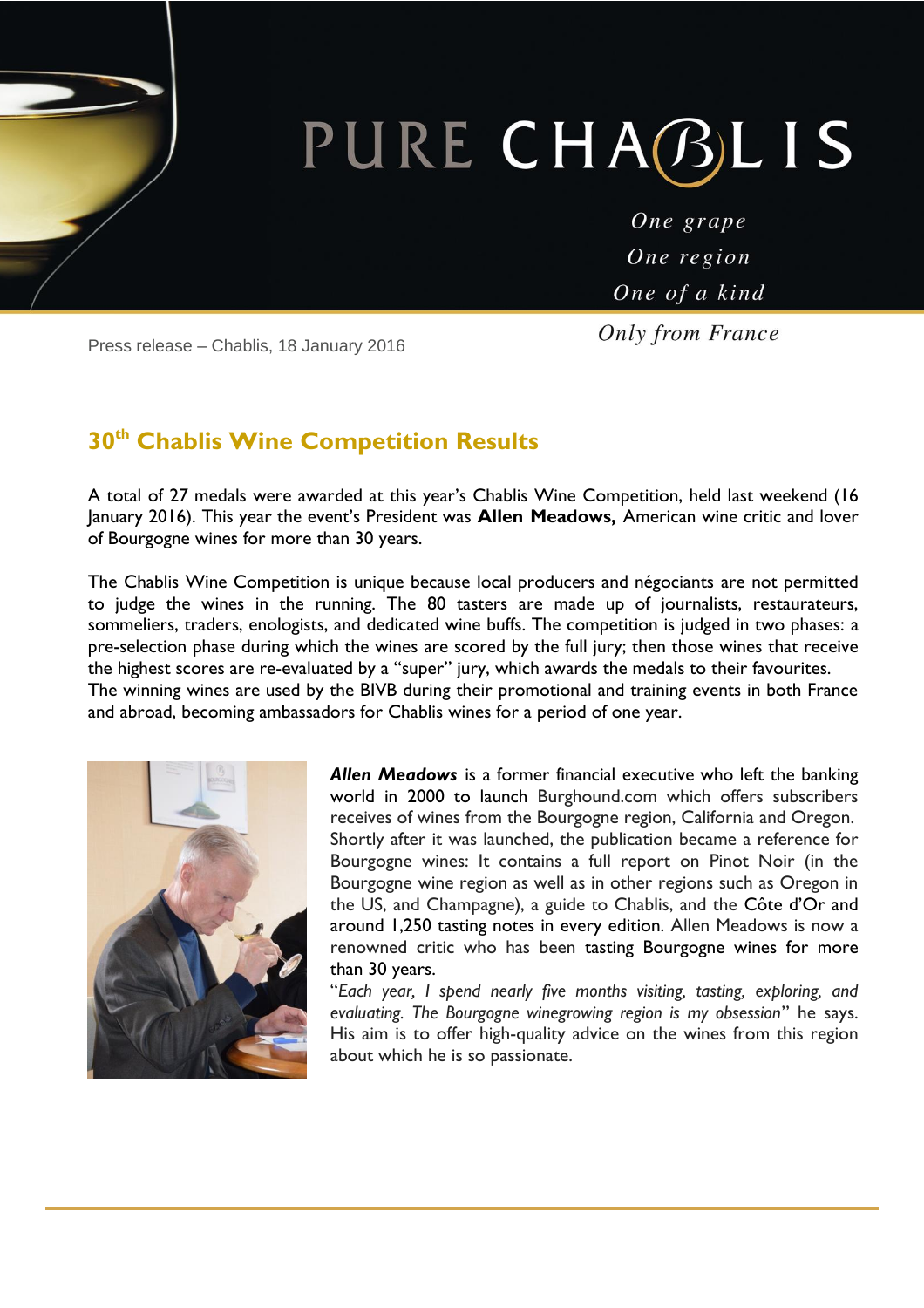PURE CHABLIS

*One grape*
*One region*
*One of a kind*
*Only from France*

Press release – Chablis, 18 January 2016

## 30th Chablis Wine Competition Results

A total of 27 medals were awarded at this year's Chablis Wine Competition, held last weekend (16 January 2016). This year the event's President was **Allen Meadows,** American wine critic and lover of Bourgogne wines for more than 30 years.

The Chablis Wine Competition is unique because local producers and négociants are not permitted to judge the wines in the running. The 80 tasters are made up of journalists, restaurateurs, sommeliers, traders, enologists, and dedicated wine buffs. The competition is judged in two phases: a pre-selection phase during which the wines are scored by the full jury; then those wines that receive the highest scores are re-evaluated by a "super" jury, which awards the medals to their favourites. The winning wines are used by the BIVB during their promotional and training events in both France and abroad, becoming ambassadors for Chablis wines for a period of one year.

***Allen Meadows*** is a former financial executive who left the banking world in 2000 to launch Burghound.com which offers subscribers receives of wines from the Bourgogne region, California and Oregon. Shortly after it was launched, the publication became a reference for Bourgogne wines: It contains a full report on Pinot Noir (in the Bourgogne wine region as well as in other regions such as Oregon in the US, and Champagne), a guide to Chablis, and the Côte d'Or and around 1,250 tasting notes in every edition. Allen Meadows is now a renowned critic who has been tasting Bourgogne wines for more than 30 years.

"*Each year, I spend nearly five months visiting, tasting, exploring, and evaluating. The Bourgogne winegrowing region is my obsession*" he says. His aim is to offer high-quality advice on the wines from this region about which he is so passionate.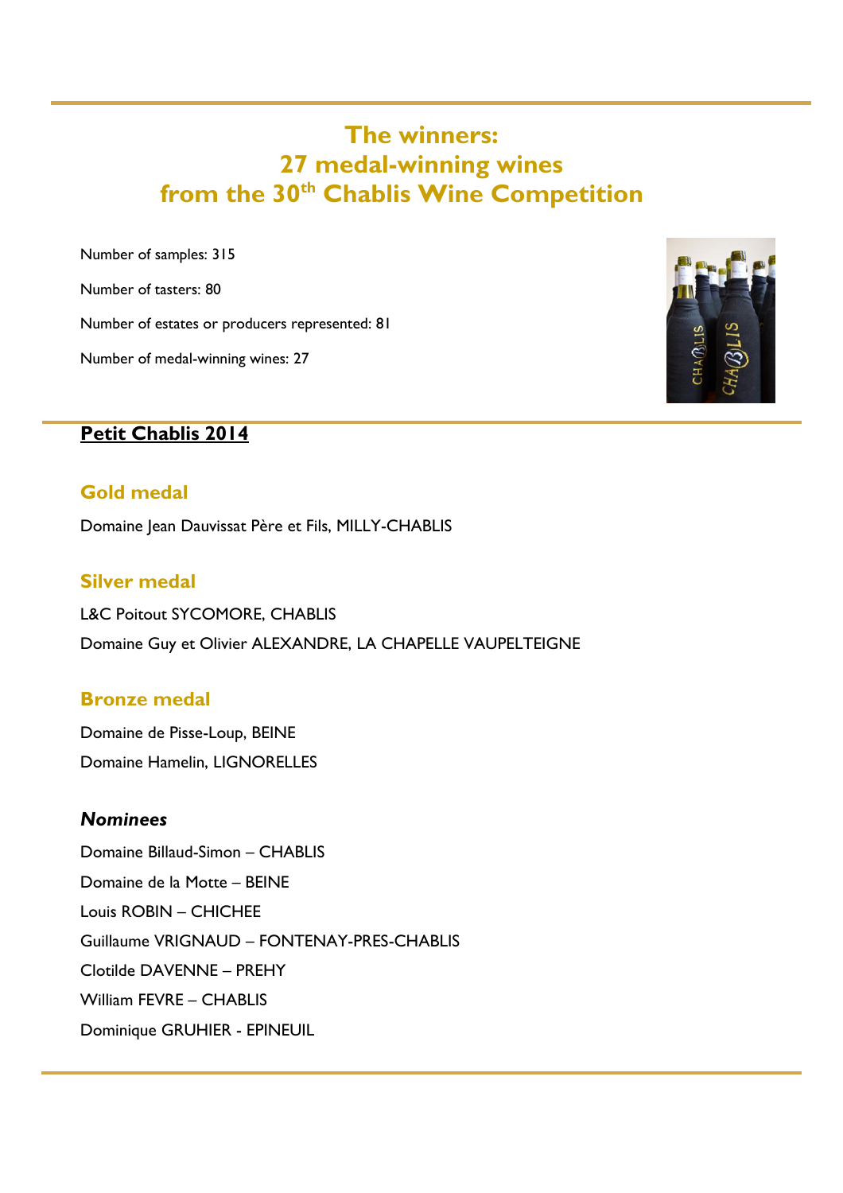# The winners:
# 27 medal-winning wines
# from the 30th Chablis Wine Competition

Number of samples: 315

Number of tasters: 80

Number of estates or producers represented: 81

Number of medal-winning wines: 27

## Petit Chablis 2014

### Gold medal

Domaine Jean Dauvissat Père et Fils, MILLY-CHABLIS

### Silver medal

L&C Poitout SYCOMORE, CHABLIS

Domaine Guy et Olivier ALEXANDRE, LA CHAPELLE VAUPELTEIGNE

### Bronze medal

Domaine de Pisse-Loup, BEINE

Domaine Hamelin, LIGNORELLES

### *Nominees*

Domaine Billaud-Simon – CHABLIS

Domaine de la Motte – BEINE

Louis ROBIN – CHICHEE

Guillaume VRIGNAUD – FONTENAY-PRES-CHABLIS

Clotilde DAVENNE – PREHY

William FEVRE – CHABLIS

Dominique GRUHIER - EPINEUIL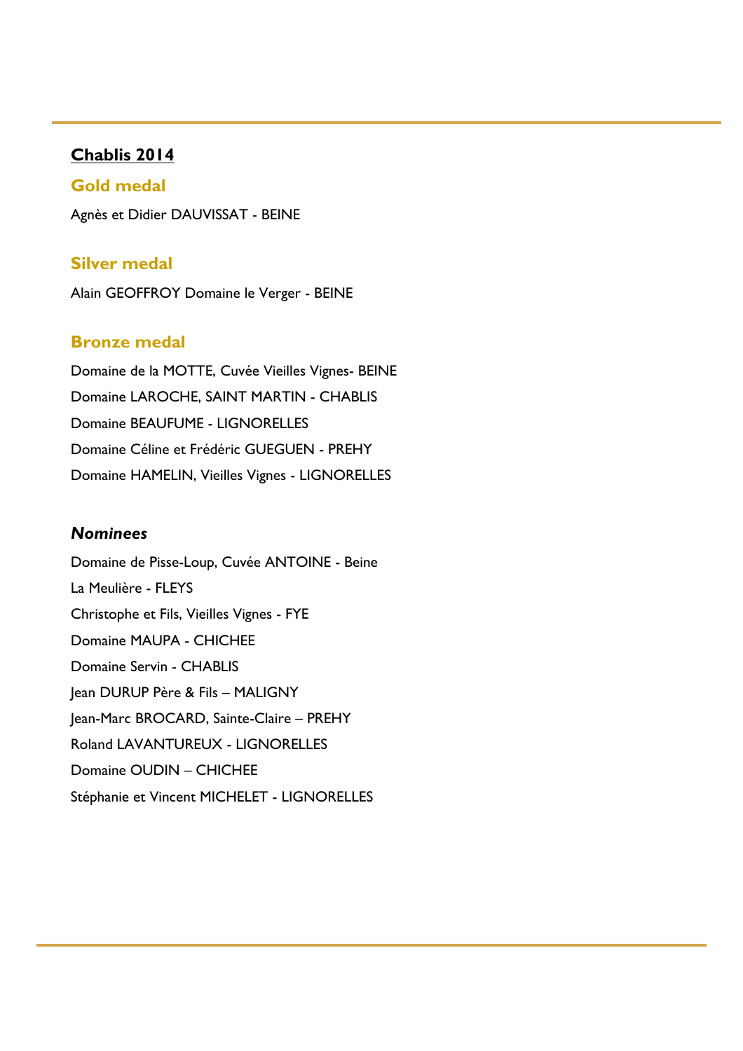## Chablis 2014

### Gold medal

Agnès et Didier DAUVISSAT - BEINE

### Silver medal

Alain GEOFFROY Domaine le Verger - BEINE

### Bronze medal

Domaine de la MOTTE, Cuvée Vieilles Vignes- BEINE

Domaine LAROCHE, SAINT MARTIN - CHABLIS

Domaine BEAUFUME - LIGNORELLES

Domaine Céline et Frédéric GUEGUEN - PREHY

Domaine HAMELIN, Vieilles Vignes - LIGNORELLES

### *Nominees*

Domaine de Pisse-Loup, Cuvée ANTOINE - Beine

La Meulière - FLEYS

Christophe et Fils, Vieilles Vignes - FYE

Domaine MAUPA - CHICHEE

Domaine Servin - CHABLIS

Jean DURUP Père & Fils – MALIGNY

Jean-Marc BROCARD, Sainte-Claire – PREHY

Roland LAVANTUREUX - LIGNORELLES

Domaine OUDIN – CHICHEE

Stéphanie et Vincent MICHELET - LIGNORELLES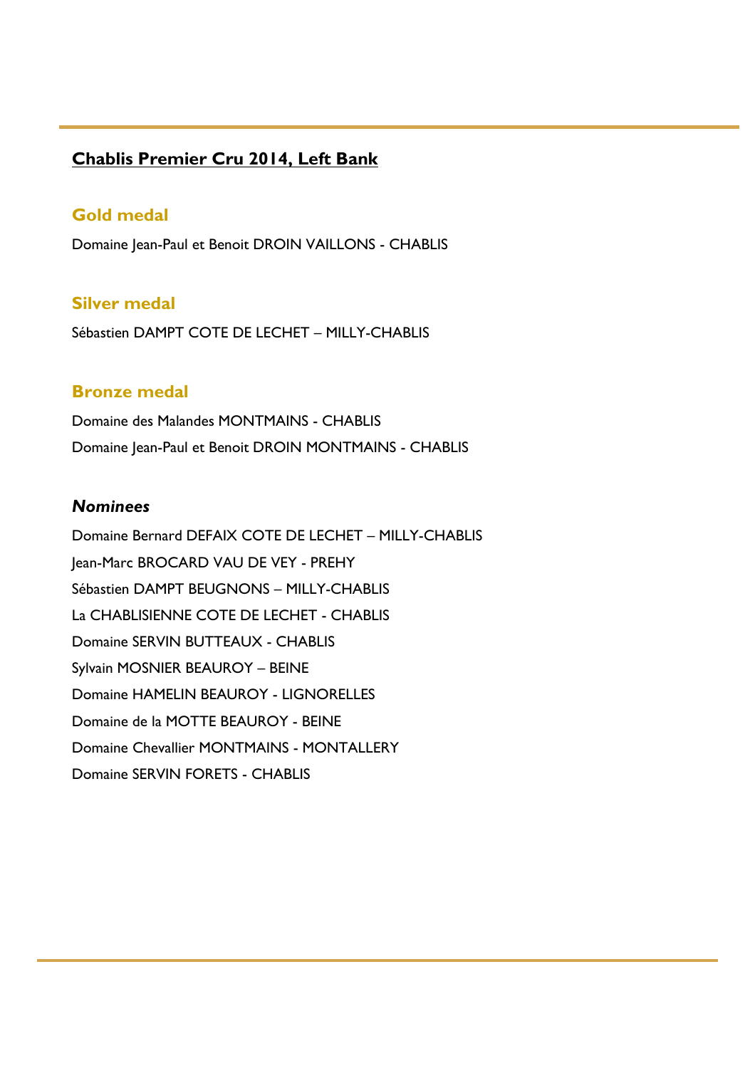## Chablis Premier Cru 2014, Left Bank

### Gold medal

Domaine Jean-Paul et Benoit DROIN VAILLONS - CHABLIS

### Silver medal

Sébastien DAMPT COTE DE LECHET – MILLY-CHABLIS

### Bronze medal

Domaine des Malandes MONTMAINS - CHABLIS

Domaine Jean-Paul et Benoit DROIN MONTMAINS - CHABLIS

### *Nominees*

Domaine Bernard DEFAIX COTE DE LECHET – MILLY-CHABLIS

Jean-Marc BROCARD VAU DE VEY - PREHY

Sébastien DAMPT BEUGNONS – MILLY-CHABLIS

La CHABLISIENNE COTE DE LECHET - CHABLIS

Domaine SERVIN BUTTEAUX - CHABLIS

Sylvain MOSNIER BEAUROY – BEINE

Domaine HAMELIN BEAUROY - LIGNORELLES

Domaine de la MOTTE BEAUROY - BEINE

Domaine Chevallier MONTMAINS - MONTALLERY

Domaine SERVIN FORETS - CHABLIS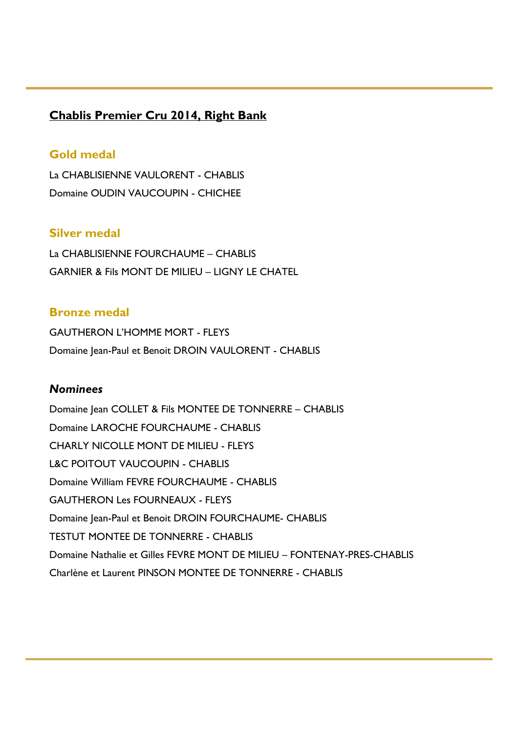## **Chablis Premier Cru 2014, Right Bank**

### Gold medal

La CHABLISIENNE VAULORENT - CHABLIS

Domaine OUDIN VAUCOUPIN - CHICHEE

### Silver medal

La CHABLISIENNE FOURCHAUME – CHABLIS

GARNIER & Fils MONT DE MILIEU – LIGNY LE CHATEL

### Bronze medal

GAUTHERON L'HOMME MORT - FLEYS

Domaine Jean-Paul et Benoit DROIN VAULORENT - CHABLIS

### *Nominees*

Domaine Jean COLLET & Fils MONTEE DE TONNERRE – CHABLIS

Domaine LAROCHE FOURCHAUME - CHABLIS

CHARLY NICOLLE MONT DE MILIEU - FLEYS

L&C POITOUT VAUCOUPIN - CHABLIS

Domaine William FEVRE FOURCHAUME - CHABLIS

GAUTHERON Les FOURNEAUX - FLEYS

Domaine Jean-Paul et Benoit DROIN FOURCHAUME- CHABLIS

TESTUT MONTEE DE TONNERRE - CHABLIS

Domaine Nathalie et Gilles FEVRE MONT DE MILIEU – FONTENAY-PRES-CHABLIS

Charlène et Laurent PINSON MONTEE DE TONNERRE - CHABLIS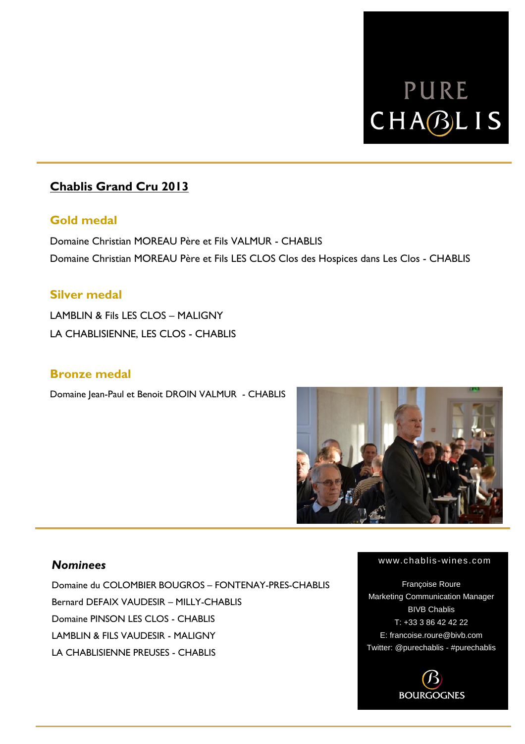PURE CHABLIS

## Chablis Grand Cru 2013

### Gold medal

Domaine Christian MOREAU Père et Fils VALMUR - CHABLIS

Domaine Christian MOREAU Père et Fils LES CLOS Clos des Hospices dans Les Clos - CHABLIS

### Silver medal

LAMBLIN & Fils LES CLOS – MALIGNY

LA CHABLISIENNE, LES CLOS - CHABLIS

### Bronze medal

Domaine Jean-Paul et Benoit DROIN VALMUR - CHABLIS

### *Nominees*

Domaine du COLOMBIER BOUGROS – FONTENAY-PRES-CHABLIS

Bernard DEFAIX VAUDESIR – MILLY-CHABLIS

Domaine PINSON LES CLOS - CHABLIS

LAMBLIN & FILS VAUDESIR - MALIGNY

LA CHABLISIENNE PREUSES - CHABLIS

www.chablis-wines.com

Françoise Roure
Marketing Communication Manager
BIVB Chablis
T: +33 3 86 42 42 22
E: francoise.roure@bivb.com
Twitter: @purechablis - #purechablis

BOURGOGNES